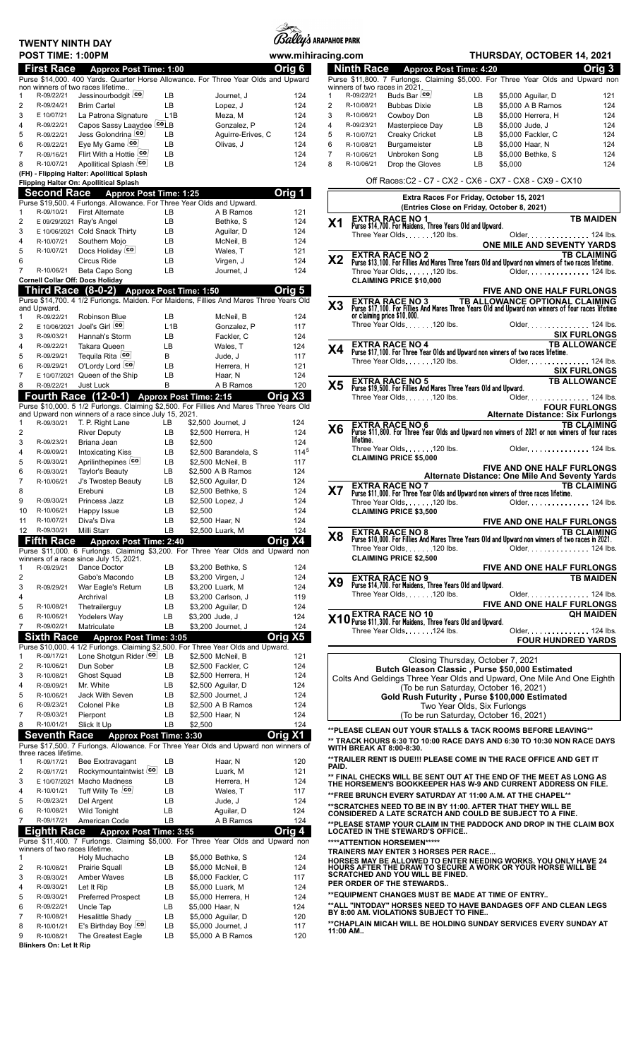# TWENTY NINTH DAY

**Bally's ARAPAHOE PARK**

**POST TIME: 1:00PM** www.mihiracing.com **THURSDAY, OCTOBER 14, 2021**

## First Race — Approx Post Time: 1:00 — Orig 6

Purse $14,000. 400 Yards. Quarter Horse Allowance. For Three Year Olds and Upward non winners of two races lifetime..

| # | Last Race | Horse | Med | Jockey | Wt |
|---|---|---|---|---|---|
| 1 | R-09/22/21 | Jessinourbodgit CO | LB | Journet, J | 124 |
| 2 | R-09/24/21 | Brim Cartel | LB | Lopez, J | 124 |
| 3 | E 10/07/21 | La Patrona Signature | L1B | Meza, M | 124 |
| 4 | R-09/22/21 | Capos Sassy Laaydee CO | LB | Gonzalez, P | 124 |
| 5 | R-09/22/21 | Jess Golondrina CO | LB | Aguirre-Elves, C | 124 |
| 6 | R-09/22/21 | Eye My Game CO | LB | Olivas, J | 124 |
| 7 | R-09/16/21 | Flirt With a Hottie CO | LB | | 124 |
| 8 | R-10/07/21 | Apollitical Splash CO | LB | | 124 |

(FH) - Flipping Halter: Apollitical Splash
Flipping Halter On: Apollitical Splash

## Second Race — Approx Post Time: 1:25 — Orig 1

Purse $19,500. 4 Furlongs. Allowance. For Three Year Olds and Upward.

| # | Last Race | Horse | Med | Jockey | Wt |
|---|---|---|---|---|---|
| 1 | R-09/10/21 | First Alternate | LB | A B Ramos | 121 |
| 2 | E 09/29/2021 | Ray's Angel | LB | Bethke, S | 124 |
| 3 | E 10/06/2021 | Cold Snack Thirty | LB | Aguilar, D | 124 |
| 4 | R-10/07/21 | Southern Mojo | LB | McNeil, B | 124 |
| 5 | R-10/07/21 | Docs Holiday CO | LB | Wales, T | 121 |
| 6 | | Circus Ride | LB | Virgen, J | 124 |
| 7 | R-10/06/21 | Beta Capo Song | LB | Journet, J | 124 |

Cornell Collar Off: Docs Holiday

## Third Race (8-0-2) — Approx Post Time: 1:50 — Orig 5

Purse $14,700. 4 1/2 Furlongs. Maiden. For Maidens, Fillies And Mares Three Years Old and Upward.

| # | Last Race | Horse | Med | Jockey | Wt |
|---|---|---|---|---|---|
| 1 | R-09/22/21 | Robinson Blue | LB | McNeil, B | 124 |
| 2 | E 10/06/2021 | Joel's Girl CO | L1B | Gonzalez, P | 117 |
| 3 | R-09/03/21 | Hannah's Storm | LB | Fackler, C | 124 |
| 4 | R-09/22/21 | Takara Queen | LB | Wales, T | 124 |
| 5 | R-09/29/21 | Tequila Rita CO | B | Jude, J | 117 |
| 6 | R-09/29/21 | O'Lordy Lord CO | LB | Herrera, H | 121 |
| 7 | E 10/07/2021 | Queen of the Ship | LB | Haar, N | 124 |
| 8 | R-09/22/21 | Just Luck | B | A B Ramos | 120 |

## Fourth Race (12-0-1) — Approx Post Time: 2:15 — Orig X3

Purse $10,000. 5 1/2 Furlongs. Claiming $2,500. For Fillies And Mares Three Years Old and Upward non winners of a race since July 15, 2021.

| # | Last Race | Horse | Med | Claim / Jockey | Wt |
|---|---|---|---|---|---|
| 1 | R-09/30/21 | T. P. Right Lane | LB | $2,500 Journet, J | 124 |
| 2 | | River Deputy | LB | $2,500 Herrera, H | 124 |
| 3 | R-09/23/21 | Briana Jean | LB | $2,500 | 124 |
| 4 | R-09/09/21 | Intoxicating Kiss | LB | $2,500 Barandela, S | 114[5] |
| 5 | R-09/30/21 | Aprilinthepines CO | LB | $2,500 McNeil, B | 117 |
| 6 | R-09/30/21 | Taylor's Beauty | LB | $2,500 A B Ramos | 124 |
| 7 | R-10/06/21 | J's Twostep Beauty | LB | $2,500 Aguilar, D | 124 |
| 8 | | Erebuni | LB | $2,500 Bethke, S | 124 |
| 9 | R-09/30/21 | Princess Jazz | LB | $2,500 Lopez, J | 124 |
| 10 | R-10/06/21 | Happy Issue | LB | $2,500 | 124 |
| 11 | R-10/07/21 | Diva's Diva | LB | $2,500 Haar, N | 124 |
| 12 | R-09/30/21 | Milli Starr | LB | $2,500 Luark, M | 124 |

## Fifth Race — Approx Post Time: 2:40 — Orig X4

Purse $11,000. 6 Furlongs. Claiming $3,200. For Three Year Olds and Upward non winners of a race since July 15, 2021.

| # | Last Race | Horse | Med | Claim / Jockey | Wt |
|---|---|---|---|---|---|
| 1 | R-09/29/21 | Dance Doctor | LB | $3,200 Bethke, S | 124 |
| 2 | | Gabo's Macondo | LB | $3,200 Virgen, J | 124 |
| 3 | R-09/29/21 | War Eagle's Return | LB | $3,200 Luark, M | 124 |
| 4 | | Archrival | LB | $3,200 Carlson, J | 119 |
| 5 | R-10/08/21 | Thetrailerguy | LB | $3,200 Aguilar, D | 124 |
| 6 | R-10/06/21 | Yodelers Way | LB | $3,200 Jude, J | 124 |
| 7 | R-09/02/21 | Matriculate | LB | $3,200 Journet, J | 124 |

## Sixth Race — Approx Post Time: 3:05 — Orig X5

Purse $10,000. 4 1/2 Furlongs. Claiming $2,500. For Three Year Olds and Upward.

| # | Last Race | Horse | Med | Claim / Jockey | Wt |
|---|---|---|---|---|---|
| 1 | R-09/17/21 | Lone Shotgun Rider CO | LB | $2,500 McNeil, B | 121 |
| 2 | R-10/06/21 | Dun Sober | LB | $2,500 Fackler, C | 124 |
| 3 | R-10/08/21 | Ghost Squad | LB | $2,500 Herrera, H | 124 |
| 4 | R-09/09/21 | Mr. White | LB | $2,500 Aguilar, D | 124 |
| 5 | R-10/06/21 | Jack With Seven | LB | $2,500 Journet, J | 124 |
| 6 | R-09/23/21 | Colonel Pike | LB | $2,500 A B Ramos | 124 |
| 7 | R-09/03/21 | Pierpont | LB | $2,500 Haar, N | 124 |
| 8 | R-10/01/21 | Slick It Up | LB | $2,500 | 124 |

## Seventh Race — Approx Post Time: 3:30 — Orig X1

Purse $17,500. 7 Furlongs. Allowance. For Three Year Olds and Upward non winners of three races lifetime.

| # | Last Race | Horse | Med | Jockey | Wt |
|---|---|---|---|---|---|
| 1 | R-09/17/21 | Bee Exxtravagant | LB | Haar, N | 120 |
| 2 | R-09/17/21 | Rockymountaintwist CO | LB | Luark, M | 121 |
| 3 | E 10/07/2021 | Macho Madness | LB | Herrera, H | 124 |
| 4 | R-10/01/21 | Tuff Willy Te CO | LB | Wales, T | 117 |
| 5 | R-09/23/21 | Del Argent | LB | Jude, J | 124 |
| 6 | R-10/08/21 | Wild Tonight | LB | Aguilar, D | 124 |
| 7 | R-09/17/21 | American Code | LB | A B Ramos | 124 |

## Eighth Race — Approx Post Time: 3:55 — Orig 4

Purse $11,400. 7 Furlongs. Claiming $5,000. For Three Year Olds and Upward non winners of two races lifetime.

| # | Last Race | Horse | Med | Claim / Jockey | Wt |
|---|---|---|---|---|---|
| 1 | | Holy Muchacho | LB | $5,000 Bethke, S | 124 |
| 2 | R-10/08/21 | Prairie Squall | LB | $5,000 McNeil, B | 124 |
| 3 | R-09/30/21 | Amber Waves | LB | $5,000 Fackler, C | 117 |
| 4 | R-09/30/21 | Let It Rip | LB | $5,000 Luark, M | 124 |
| 5 | R-09/30/21 | Preferred Prospect | LB | $5,000 Herrera, H | 124 |
| 6 | R-09/22/21 | Uncle Tap | LB | $5,000 Haar, N | 124 |
| 7 | R-10/08/21 | Hesalittle Shady | LB | $5,000 Aguilar, D | 120 |
| 8 | R-10/01/21 | E's Birthday Boy CO | LB | $5,000 Journet, J | 117 |
| 9 | R-10/08/21 | The Greatest Eagle | LB | $5,000 A B Ramos | 120 |

Blinkers On: Let It Rip

## Ninth Race — Approx Post Time: 4:20 — Orig 3

Purse $11,800. 7 Furlongs. Claiming $5,000. For Three Year Olds and Upward non winners of two races in 2021.

| # | Last Race | Horse | Med | Claim / Jockey | Wt |
|---|---|---|---|---|---|
| 1 | R-09/22/21 | Buds Bar CO | LB | $5,000 Aguilar, D | 121 |
| 2 | R-10/08/21 | Bubbas Dixie | LB | $5,000 A B Ramos | 124 |
| 3 | R-10/06/21 | Cowboy Don | LB | $5,000 Herrera, H | 124 |
| 4 | R-09/23/21 | Masterpiece Day | LB | $5,000 Jude, J | 124 |
| 5 | R-10/07/21 | Creaky Cricket | LB | $5,000 Fackler, C | 124 |
| 6 | R-10/08/21 | Burgameister | LB | $5,000 Haar, N | 124 |
| 7 | R-10/06/21 | Unbroken Song | LB | $5,000 Bethke, S | 124 |
| 8 | R-10/06/21 | Drop the Gloves | LB | $5,000 | 124 |

Off Races:C2 - C7 - CX2 - CX6 - CX7 - CX8 - CX9 - CX10

## Extra Races For Friday, October 15, 2021
(Entries Close on Friday, October 8, 2021)

**X1 — EXTRA RACE NO 1 — TB MAIDEN**
Purse $14,700. For Maidens, Three Years Old and Upward.
Three Year Olds. . . . . . .120 lbs. Older. . . . . . . . . . . . . . 124 lbs.
ONE MILE AND SEVENTY YARDS

**X2 — EXTRA RACE NO 2 — TB CLAIMING**
Purse $13,100. For Fillies And Mares Three Years Old and Upward non winners of two races lifetime.
Three Year Olds. . . . . . .120 lbs. Older. . . . . . . . . . . . . . 124 lbs.
CLAIMING PRICE $10,000
FIVE AND ONE HALF FURLONGS

**X3 — EXTRA RACE NO 3 — TB ALLOWANCE OPTIONAL CLAIMING**
Purse $17,100. For Fillies And Mares Three Years Old and Upward non winners of four races lifetime or claiming price $10,000.
Three Year Olds. . . . . . .120 lbs. Older. . . . . . . . . . . . . . 124 lbs.
SIX FURLONGS

**X4 — EXTRA RACE NO 4 — TB ALLOWANCE**
Purse $17,100. For Three Year Olds and Upward non winners of two races lifetime.
Three Year Olds. . . . . . .120 lbs. Older. . . . . . . . . . . . . . 124 lbs.
SIX FURLONGS

**X5 — EXTRA RACE NO 5 — TB ALLOWANCE**
Purse $19,500. For Fillies And Mares Three Years Old and Upward.
Three Year Olds. . . . . . .120 lbs. Older. . . . . . . . . . . . . . 124 lbs.
FOUR FURLONGS
Alternate Distance: Six Furlongs

**X6 — EXTRA RACE NO 6 — TB CLAIMING**
Purse $11,800. For Three Year Olds and Upward non winners of 2021 or non winners of four races lifetime.
Three Year Olds. . . . . . .120 lbs. Older. . . . . . . . . . . . . . 124 lbs.
CLAIMING PRICE $5,000
FIVE AND ONE HALF FURLONGS
Alternate Distance: One Mile And Seventy Yards

**X7 — EXTRA RACE NO 7 — TB CLAIMING**
Purse $11,000. For Three Year Olds and Upward non winners of three races lifetime.
Three Year Olds. . . . . . .120 lbs. Older. . . . . . . . . . . . . . 124 lbs.
CLAIMING PRICE $3,500
FIVE AND ONE HALF FURLONGS

**X8 — EXTRA RACE NO 8 — TB CLAIMING**
Purse $10,000. For Fillies And Mares Three Years Old and Upward non winners of two races in 2021.
Three Year Olds. . . . . . .120 lbs. Older. . . . . . . . . . . . . . 124 lbs.
CLAIMING PRICE $2,500
FIVE AND ONE HALF FURLONGS

**X9 — EXTRA RACE NO 9 — TB MAIDEN**
Purse $14,700. For Maidens, Three Years Old and Upward.
Three Year Olds. . . . . . .120 lbs. Older. . . . . . . . . . . . . . 124 lbs.
FIVE AND ONE HALF FURLONGS

**X10 — EXTRA RACE NO 10 — QH MAIDEN**
Purse $11,300. For Maidens, Three Years Old and Upward.
Three Year Olds. . . . . . .124 lbs. Older. . . . . . . . . . . . . . 124 lbs.
FOUR HUNDRED YARDS

Closing Thursday, October 7, 2021
**Butch Gleason Classic , Purse $50,000 Estimated**
Colts And Geldings Three Year Olds and Upward, One Mile And One Eighth
(To be run Saturday, October 16, 2021)
**Gold Rush Futurity , Purse $100,000 Estimated**
Two Year Olds, Six Furlongs
(To be run Saturday, October 16, 2021)

**PLEASE CLEAN OUT YOUR STALLS & TACK ROOMS BEFORE LEAVING**

** TRACK HOURS 6:30 TO 10:00 RACE DAYS AND 6:30 TO 10:30 NON RACE DAYS WITH BREAK AT 8:00-8:30.

**TRAILER RENT IS DUE!!! PLEASE COME IN THE RACE OFFICE AND GET IT PAID.

** FINAL CHECKS WILL BE SENT OUT AT THE END OF THE MEET AS LONG AS THE HORSEMEN'S BOOKKEEPER HAS W-9 AND CURRENT ADDRESS ON FILE.

**FREE BRUNCH EVERY SATURDAY AT 11:00 A.M. AT THE CHAPEL**

**SCRATCHES NEED TO BE IN BY 11:00. AFTER THAT THEY WILL BE CONSIDERED A LATE SCRATCH AND COULD BE SUBJECT TO A FINE.

**PLEASE STAMP YOUR CLAIM IN THE PADDOCK AND DROP IN THE CLAIM BOX LOCATED IN THE STEWARD'S OFFICE..

****ATTENTION HORSEMEN*****

TRAINERS MAY ENTER 3 HORSES PER RACE...

HORSES MAY BE ALLOWED TO ENTER NEEDING WORKS. YOU ONLY HAVE 24 HOURS AFTER THE DRAW TO SECURE A WORK OR YOUR HORSE WILL BE SCRATCHED AND YOU WILL BE FINED.

PER ORDER OF THE STEWARDS..

**EQUIPMENT CHANGES MUST BE MADE AT TIME OF ENTRY..

**ALL "INTODAY" HORSES NEED TO HAVE BANDAGES OFF AND CLEAN LEGS BY 8:00 AM. VIOLATIONS SUBJECT TO FINE..

**CHAPLAIN MICAH WILL BE HOLDING SUNDAY SERVICES EVERY SUNDAY AT 11:00 AM..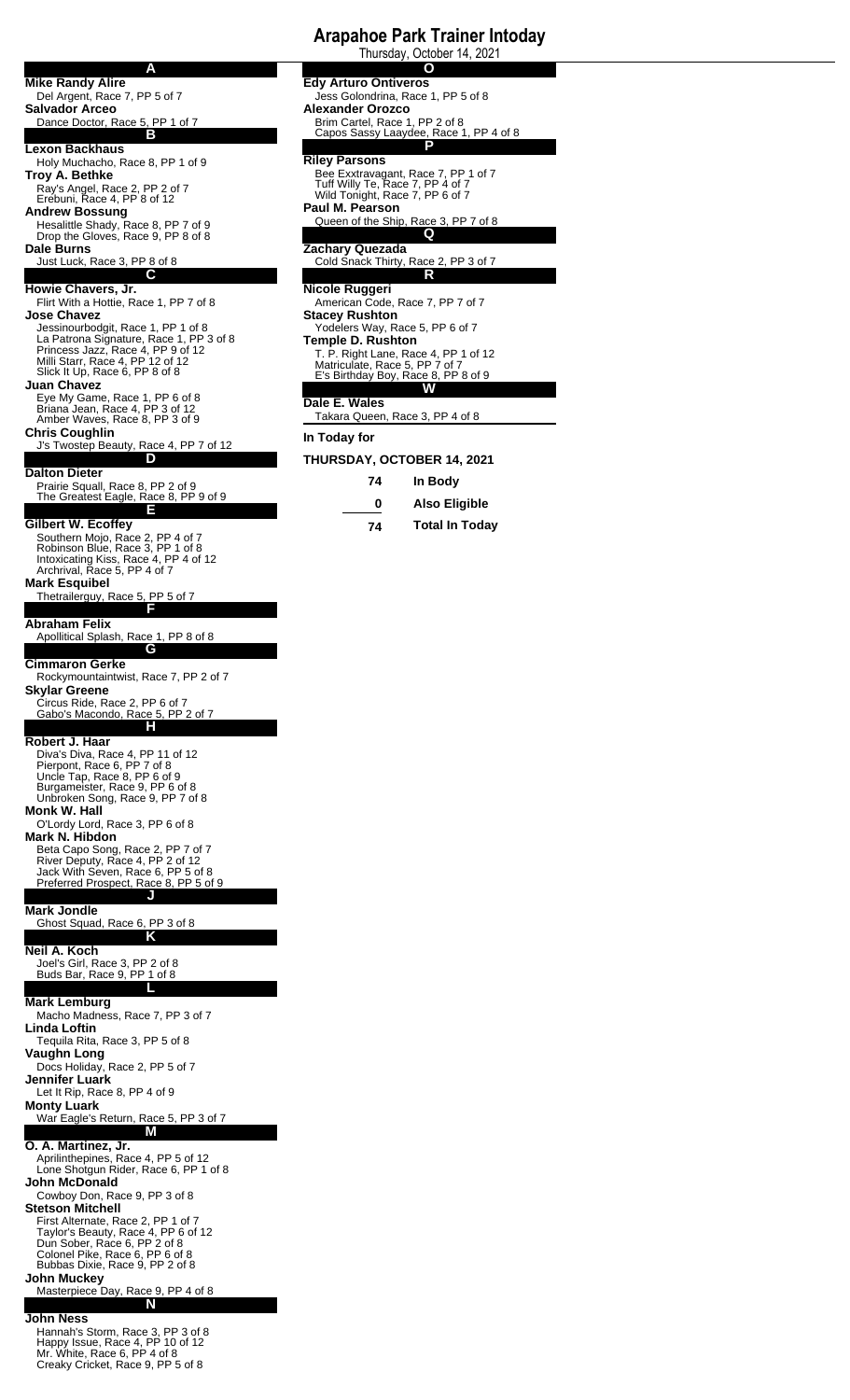# Arapahoe Park Trainer Intoday

Thursday, October 14, 2021

## A

**Mike Randy Alire**
Del Argent, Race 7, PP 5 of 7

**Salvador Arceo**
Dance Doctor, Race 5, PP 1 of 7

## B

**Lexon Backhaus**
Holy Muchacho, Race 8, PP 1 of 9

**Troy A. Bethke**
Ray's Angel, Race 2, PP 2 of 7
Erebuni, Race 4, PP 8 of 12

**Andrew Bossung**
Hesalittle Shady, Race 8, PP 7 of 9
Drop the Gloves, Race 9, PP 8 of 8

**Dale Burns**
Just Luck, Race 3, PP 8 of 8

## C

**Howie Chavers, Jr.**
Flirt With a Hottie, Race 1, PP 7 of 8

**Jose Chavez**
Jessinourbodgit, Race 1, PP 1 of 8
La Patrona Signature, Race 1, PP 3 of 8
Princess Jazz, Race 4, PP 9 of 12
Milli Starr, Race 4, PP 12 of 12
Slick It Up, Race 6, PP 8 of 8

**Juan Chavez**
Eye My Game, Race 1, PP 6 of 8
Briana Jean, Race 4, PP 3 of 12
Amber Waves, Race 8, PP 3 of 9

**Chris Coughlin**
J's Twostep Beauty, Race 4, PP 7 of 12

## D

**Dalton Dieter**
Prairie Squall, Race 8, PP 2 of 9
The Greatest Eagle, Race 8, PP 9 of 9

## E

**Gilbert W. Ecoffey**
Southern Mojo, Race 2, PP 4 of 7
Robinson Blue, Race 3, PP 1 of 8
Intoxicating Kiss, Race 4, PP 4 of 12
Archrival, Race 5, PP 4 of 7

**Mark Esquibel**
Thetrailerguy, Race 5, PP 5 of 7

## F

**Abraham Felix**
Apollitical Splash, Race 1, PP 8 of 8

## G

**Cimmaron Gerke**
Rockymountaintwist, Race 7, PP 2 of 7

**Skylar Greene**
Circus Ride, Race 2, PP 6 of 7
Gabo's Macondo, Race 5, PP 2 of 7

## H

**Robert J. Haar**
Diva's Diva, Race 4, PP 11 of 12
Pierpont, Race 6, PP 7 of 8
Uncle Tap, Race 8, PP 6 of 9
Burgameister, Race 9, PP 6 of 8
Unbroken Song, Race 9, PP 7 of 8

**Monk W. Hall**
O'Lordy Lord, Race 3, PP 6 of 8

**Mark N. Hibdon**
Beta Capo Song, Race 2, PP 7 of 7
River Deputy, Race 4, PP 2 of 12
Jack With Seven, Race 6, PP 5 of 8
Preferred Prospect, Race 8, PP 5 of 9

## J

**Mark Jondle**
Ghost Squad, Race 6, PP 3 of 8

## K

**Neil A. Koch**
Joel's Girl, Race 3, PP 2 of 8
Buds Bar, Race 9, PP 1 of 8

## L

**Mark Lemburg**
Macho Madness, Race 7, PP 3 of 7

**Linda Loftin**
Tequila Rita, Race 3, PP 5 of 8

**Vaughn Long**
Docs Holiday, Race 2, PP 5 of 7

**Jennifer Luark**
Let It Rip, Race 8, PP 4 of 9

**Monty Luark**
War Eagle's Return, Race 5, PP 3 of 7

## M

**O. A. Martinez, Jr.**
Aprilinthepines, Race 4, PP 5 of 12
Lone Shotgun Rider, Race 6, PP 1 of 8

**John McDonald**
Cowboy Don, Race 9, PP 3 of 8

**Stetson Mitchell**
First Alternate, Race 2, PP 1 of 7
Taylor's Beauty, Race 4, PP 6 of 12
Dun Sober, Race 6, PP 2 of 8
Colonel Pike, Race 6, PP 6 of 8
Bubbas Dixie, Race 9, PP 2 of 8

**John Muckey**
Masterpiece Day, Race 9, PP 4 of 8

## N

**John Ness**
Hannah's Storm, Race 3, PP 3 of 8
Happy Issue, Race 4, PP 10 of 12
Mr. White, Race 6, PP 4 of 8
Creaky Cricket, Race 9, PP 5 of 8

## O

**Edy Arturo Ontiveros**
Jess Golondrina, Race 1, PP 5 of 8

**Alexander Orozco**
Brim Cartel, Race 1, PP 2 of 8
Capos Sassy Laaydee, Race 1, PP 4 of 8

## P

**Riley Parsons**
Bee Exxtravagant, Race 7, PP 1 of 7
Tuff Willy Te, Race 7, PP 4 of 7
Wild Tonight, Race 7, PP 6 of 7

**Paul M. Pearson**
Queen of the Ship, Race 3, PP 7 of 8

## Q

**Zachary Quezada**
Cold Snack Thirty, Race 2, PP 3 of 7

## R

**Nicole Ruggeri**
American Code, Race 7, PP 7 of 7

**Stacey Rushton**
Yodelers Way, Race 5, PP 6 of 7

**Temple D. Rushton**
T. P. Right Lane, Race 4, PP 1 of 12
Matriculate, Race 5, PP 7 of 7
E's Birthday Boy, Race 8, PP 8 of 9

## W

**Dale E. Wales**
Takara Queen, Race 3, PP 4 of 8

**In Today for**

**THURSDAY, OCTOBER 14, 2021**

| | |
|---|---|
| 74 | **In Body** |
| 0 | **Also Eligible** |
| 74 | **Total In Today** |